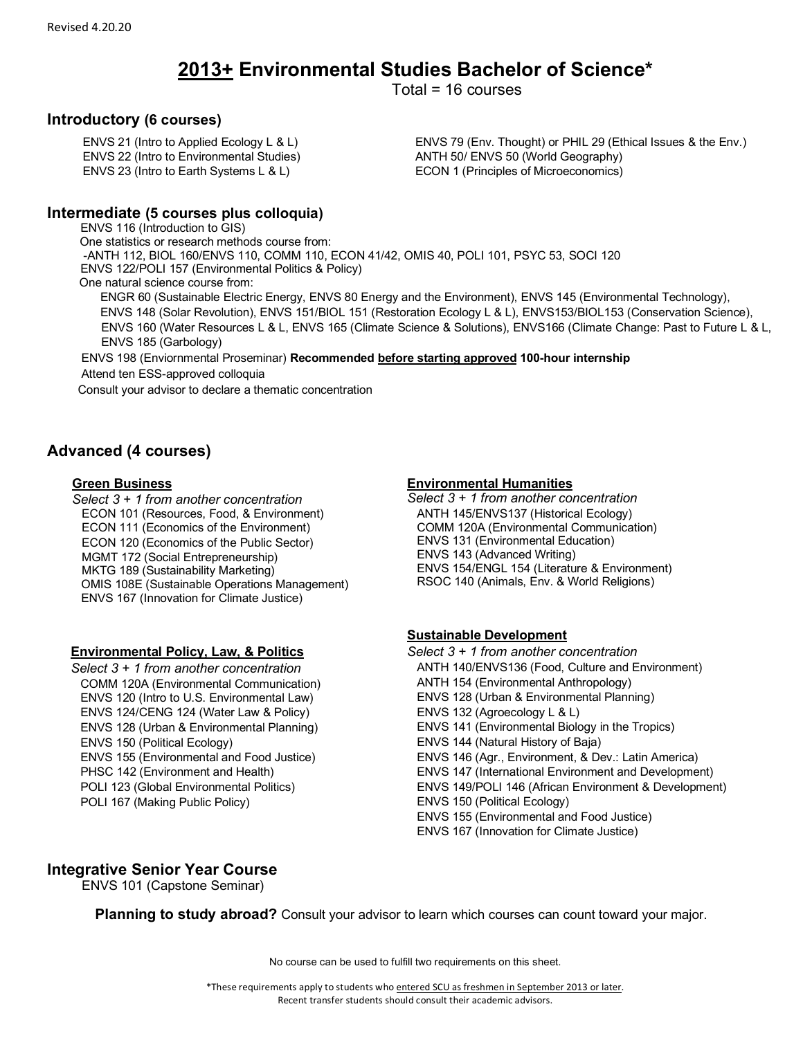Revised 4.20.20

# 2013+ Environmental Studies Bachelor of Science*

Total = 16 courses

## Introductory (6 courses)

ENVS 21 (Intro to Applied Ecology L & L)
ENVS 22 (Intro to Environmental Studies)
ENVS 23 (Intro to Earth Systems L & L)
ENVS 79 (Env. Thought) or PHIL 29 (Ethical Issues & the Env.)
ANTH 50/ ENVS 50 (World Geography)
ECON 1 (Principles of Microeconomics)

## Intermediate (5 courses plus colloquia)

ENVS 116 (Introduction to GIS)
One statistics or research methods course from:
-ANTH 112, BIOL 160/ENVS 110, COMM 110, ECON 41/42, OMIS 40, POLI 101, PSYC 53, SOCI 120
ENVS 122/POLI 157 (Environmental Politics & Policy)
One natural science course from:
ENGR 60 (Sustainable Electric Energy, ENVS 80 Energy and the Environment), ENVS 145 (Environmental Technology), ENVS 148 (Solar Revolution), ENVS 151/BIOL 151 (Restoration Ecology L & L), ENVS153/BIOL153 (Conservation Science), ENVS 160 (Water Resources L & L, ENVS 165 (Climate Science & Solutions), ENVS166 (Climate Change: Past to Future L & L, ENVS 185 (Garbology)
ENVS 198 (Enviornmental Proseminar) **Recommended before starting approved 100-hour internship**
Attend ten ESS-approved colloquia
Consult your advisor to declare a thematic concentration

## Advanced (4 courses)

### Green Business

*Select 3 + 1 from another concentration*

ECON 101 (Resources, Food, & Environment)
ECON 111 (Economics of the Environment)
ECON 120 (Economics of the Public Sector)
MGMT 172 (Social Entrepreneurship)
MKTG 189 (Sustainability Marketing)
OMIS 108E (Sustainable Operations Management)
ENVS 167 (Innovation for Climate Justice)

### Environmental Policy, Law, & Politics

*Select 3 + 1 from another concentration*

COMM 120A (Environmental Communication)
ENVS 120 (Intro to U.S. Environmental Law)
ENVS 124/CENG 124 (Water Law & Policy)
ENVS 128 (Urban & Environmental Planning)
ENVS 150 (Political Ecology)
ENVS 155 (Environmental and Food Justice)
PHSC 142 (Environment and Health)
POLI 123 (Global Environmental Politics)
POLI 167 (Making Public Policy)

### Environmental Humanities

*Select 3 + 1 from another concentration*

ANTH 145/ENVS137 (Historical Ecology)
COMM 120A (Environmental Communication)
ENVS 131 (Environmental Education)
ENVS 143 (Advanced Writing)
ENVS 154/ENGL 154 (Literature & Environment)
RSOC 140 (Animals, Env. & World Religions)

### Sustainable Development

*Select 3 + 1 from another concentration*

ANTH 140/ENVS136 (Food, Culture and Environment)
ANTH 154 (Environmental Anthropology)
ENVS 128 (Urban & Environmental Planning)
ENVS 132 (Agroecology L & L)
ENVS 141 (Environmental Biology in the Tropics)
ENVS 144 (Natural History of Baja)
ENVS 146 (Agr., Environment, & Dev.: Latin America)
ENVS 147 (International Environment and Development)
ENVS 149/POLI 146 (African Environment & Development)
ENVS 150 (Political Ecology)
ENVS 155 (Environmental and Food Justice)
ENVS 167 (Innovation for Climate Justice)

## Integrative Senior Year Course

ENVS 101 (Capstone Seminar)

**Planning to study abroad?** Consult your advisor to learn which courses can count toward your major.

No course can be used to fulfill two requirements on this sheet.

*These requirements apply to students who entered SCU as freshmen in September 2013 or later.
Recent transfer students should consult their academic advisors.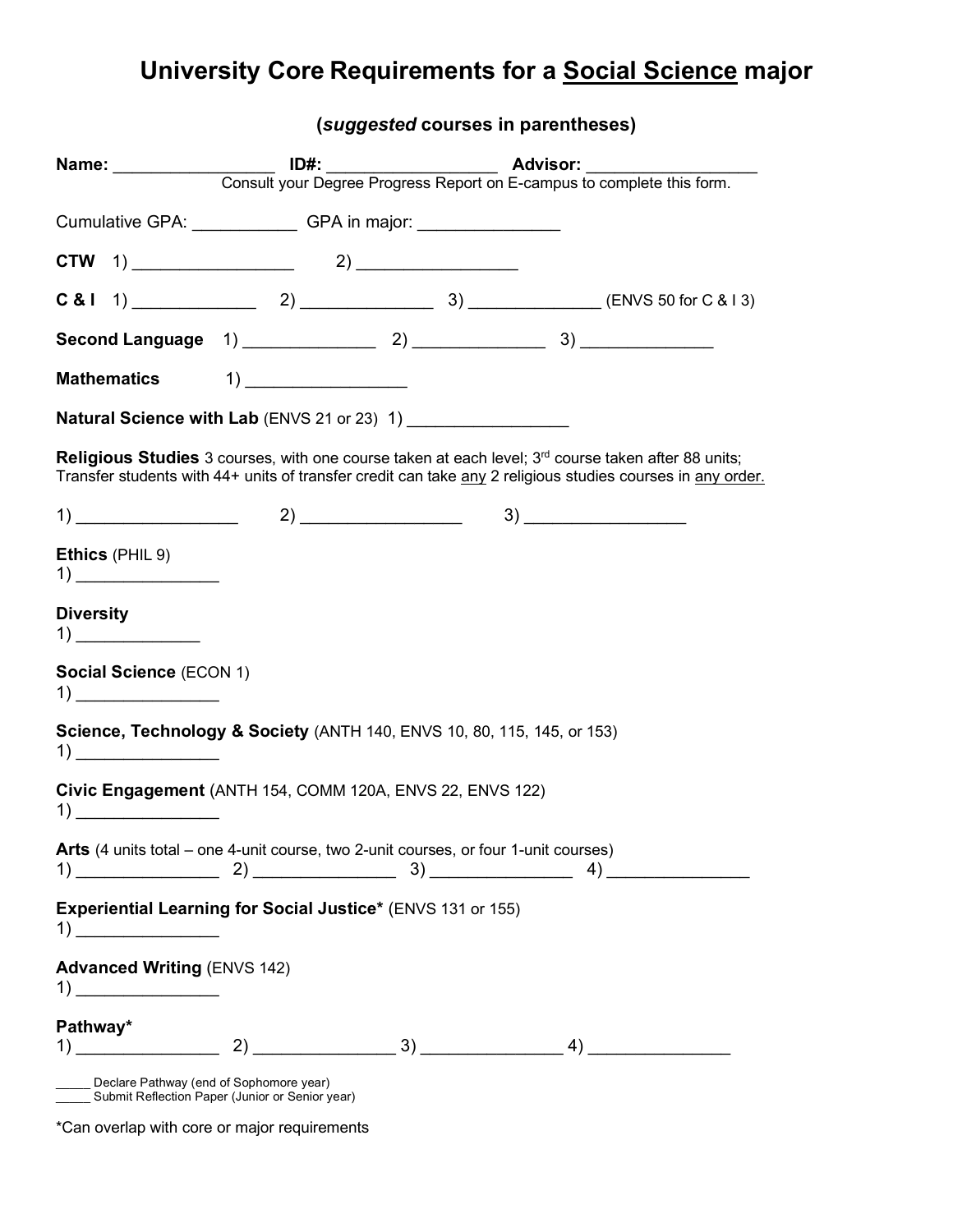# University Core Requirements for a <u>Social Science</u> major

**(*suggested* courses in parentheses)**

**Name:** _________________ **ID#:** __________________ **Advisor:** _________________

Consult your Degree Progress Report on E-campus to complete this form.

Cumulative GPA: ___________ GPA in major: _______________

**CTW** 1) _________________ 2) _________________

**C & I** 1) _____________ 2) ______________ 3) ______________ (ENVS 50 for C & I 3)

**Second Language** 1) ______________ 2) ______________ 3) ______________

**Mathematics** 1) _________________

**Natural Science with Lab** (ENVS 21 or 23) 1) _________________

**Religious Studies** 3 courses, with one course taken at each level; 3rd course taken after 88 units; Transfer students with 44+ units of transfer credit can take <u>any</u> 2 religious studies courses in <u>any order.</u>

1) _________________ 2) _________________ 3) _________________

**Ethics** (PHIL 9)
1) _______________

**Diversity**
1) _____________

**Social Science** (ECON 1)
1) _______________

**Science, Technology & Society** (ANTH 140, ENVS 10, 80, 115, 145, or 153)
1) _______________

**Civic Engagement** (ANTH 154, COMM 120A, ENVS 22, ENVS 122)
1) _______________

**Arts** (4 units total – one 4-unit course, two 2-unit courses, or four 1-unit courses)
1) _______________ 2) _______________ 3) _______________ 4) _______________

**Experiential Learning for Social Justice*** (ENVS 131 or 155)
1) _______________

**Advanced Writing** (ENVS 142)
1) _______________

**Pathway***
1) _______________ 2) _______________ 3) _______________ 4) _______________

_____ Declare Pathway (end of Sophomore year)
_____ Submit Reflection Paper (Junior or Senior year)

*Can overlap with core or major requirements